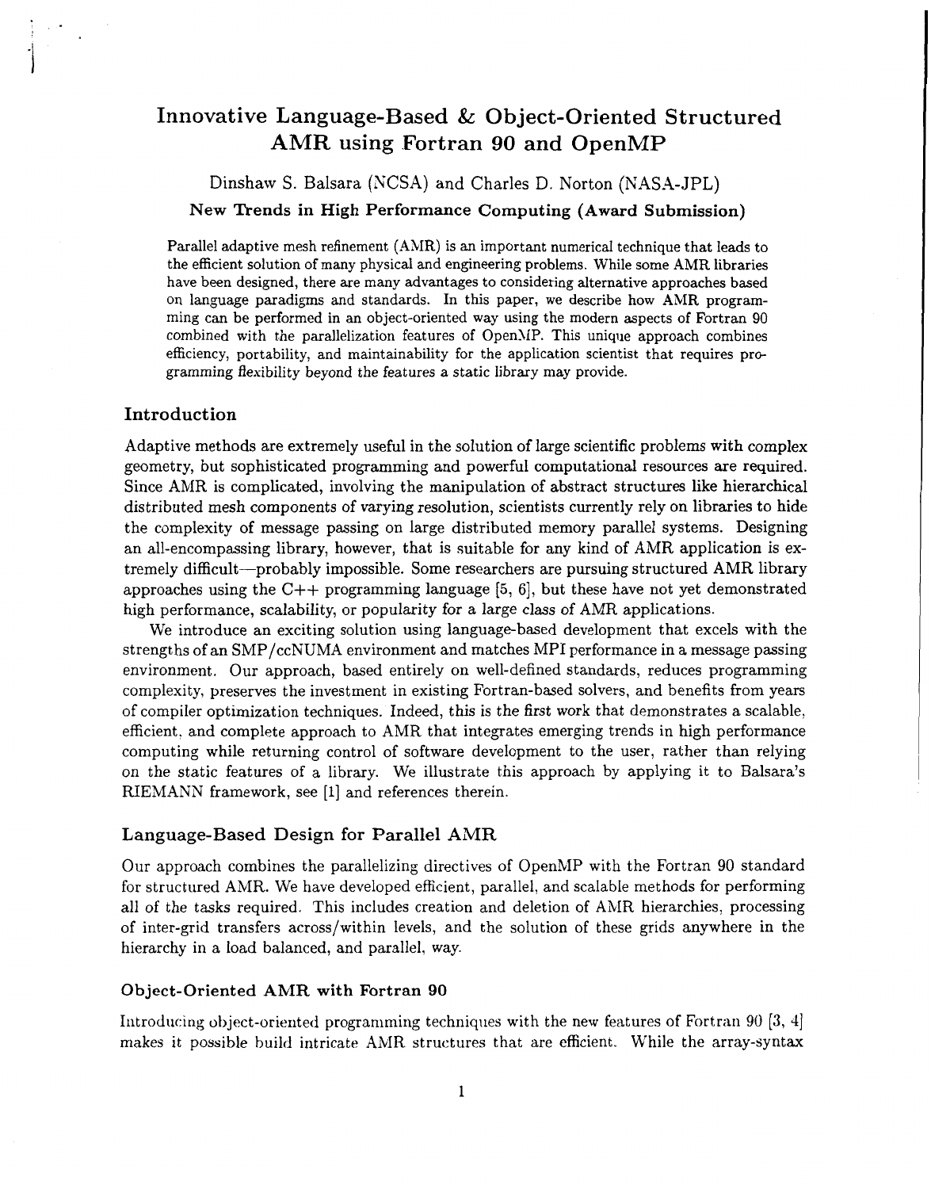# Innovative Language-Based & Object-Oriented Structured AMR using Fortran 90 and OpenMP

Dinshaw S. Balsara (NCSA) and Charles D. Norton (NASA-JPL)

**New Trends in High Performance Computing (Award Submission)**

Parallel adaptive mesh refinement (AMR) is an important numerical technique that leads to the efficient solution of many physical and engineering problems. While some AMR libraries have been designed, there are many advantages to considering alternative approaches based on language paradigms and standards. In this paper, we describe how AMR programming can be performed in an object-oriented way using the modern aspects of Fortran 90 combined with the parallelization features of OpenMP. This unique approach combines efficiency, portability, and maintainability for the application scientist that requires programming flexibility beyond the features a static library may provide.

## Introduction

Adaptive methods are extremely useful in the solution of large scientific problems with complex geometry, but sophisticated programming and powerful computational resources are required. Since AMR is complicated, involving the manipulation of abstract structures like hierarchical distributed mesh components of varying resolution, scientists currently rely on libraries to hide the complexity of message passing on large distributed memory parallel systems. Designing an all-encompassing library, however, that is suitable for any kind of AMR application is extremely difficult—probably impossible. Some researchers are pursuing structured AMR library approaches using the C++ programming language [5, 6], but these have not yet demonstrated high performance, scalability, or popularity for a large class of AMR applications.

We introduce an exciting solution using language-based development that excels with the strengths of an SMP/ccNUMA environment and matches MPI performance in a message passing environment. Our approach, based entirely on well-defined standards, reduces programming complexity, preserves the investment in existing Fortran-based solvers, and benefits from years of compiler optimization techniques. Indeed, this is the first work that demonstrates a scalable, efficient, and complete approach to AMR that integrates emerging trends in high performance computing while returning control of software development to the user, rather than relying on the static features of a library. We illustrate this approach by applying it to Balsara's RIEMANN framework, see [1] and references therein.

## Language-Based Design for Parallel AMR

Our approach combines the parallelizing directives of OpenMP with the Fortran 90 standard for structured AMR. We have developed efficient, parallel, and scalable methods for performing all of the tasks required. This includes creation and deletion of AMR hierarchies, processing of inter-grid transfers across/within levels, and the solution of these grids anywhere in the hierarchy in a load balanced, and parallel, way.

### Object-Oriented AMR with Fortran 90

Introducing object-oriented programming techniques with the new features of Fortran 90 [3, 4] makes it possible build intricate AMR structures that are efficient. While the array-syntax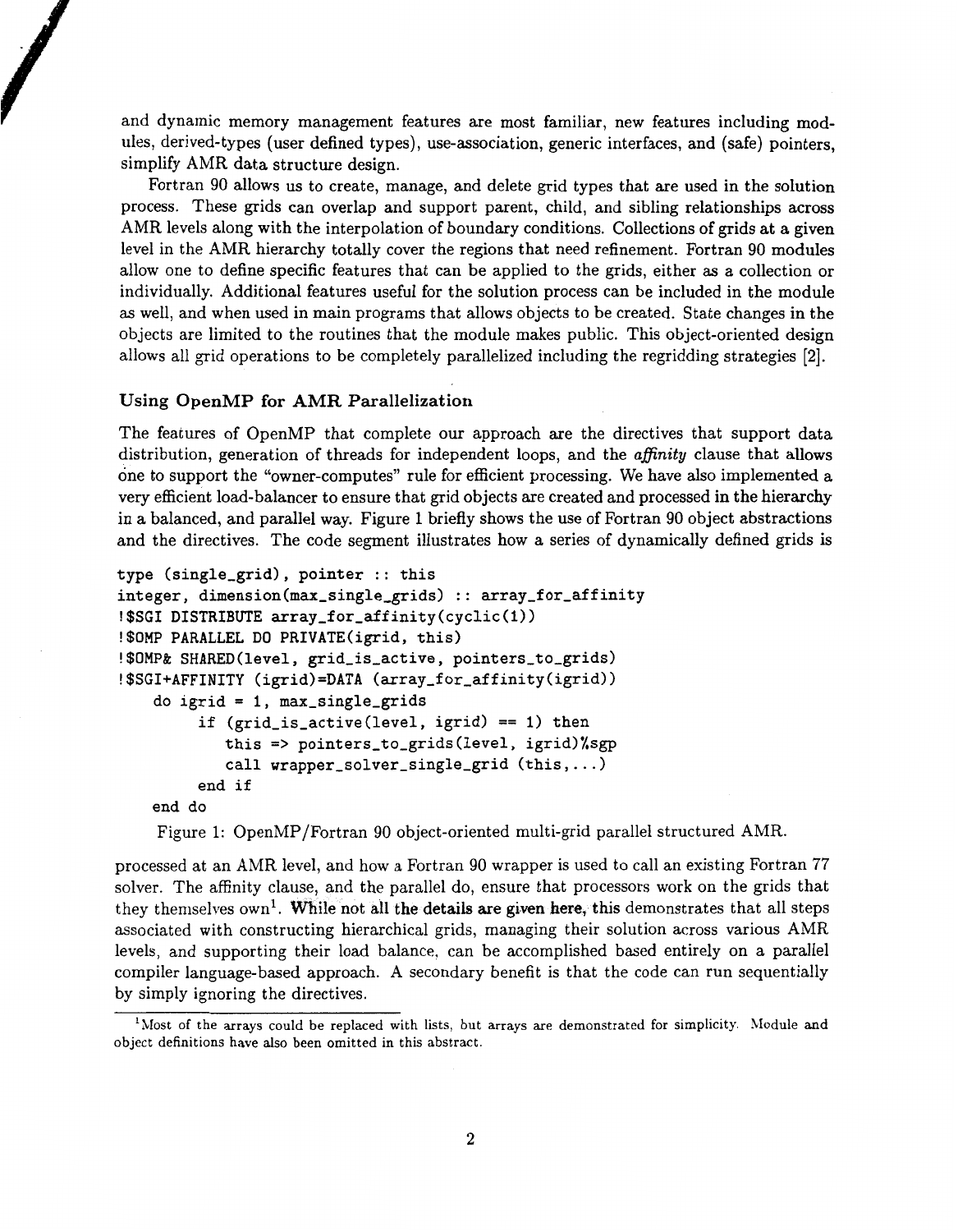and dynamic memory management features are most familiar, new features including modules, derived-types (user defined types), use-association, generic interfaces, and (safe) pointers, simplify AMR data structure design.

Fortran 90 allows us to create, manage, and delete grid types that are used in the solution process. These grids can overlap and support parent, child, and sibling relationships across AMR levels along with the interpolation of boundary conditions. Collections of grids at a given level in the AMR hierarchy totally cover the regions that need refinement. Fortran 90 modules allow one to define specific features that can be applied to the grids, either as a collection or individually. Additional features useful for the solution process can be included in the module as well, and when used in main programs that allows objects to be created. State changes in the objects are limited to the routines that the module makes public. This object-oriented design allows all grid operations to be completely parallelized including the regridding strategies [2].

### Using OpenMP for AMR Parallelization

The features of OpenMP that complete our approach are the directives that support data distribution, generation of threads for independent loops, and the *affinity* clause that allows one to support the "owner-computes" rule for efficient processing. We have also implemented a very efficient load-balancer to ensure that grid objects are created and processed in the hierarchy in a balanced, and parallel way. Figure 1 briefly shows the use of Fortran 90 object abstractions and the directives. The code segment illustrates how a series of dynamically defined grids is

```
type (single_grid), pointer :: this
integer, dimension(max_single_grids) :: array_for_affinity
!$SGI DISTRIBUTE array_for_affinity(cyclic(1))
!$OMP PARALLEL DO PRIVATE(igrid, this)
!$OMP& SHARED(level, grid_is_active, pointers_to_grids)
!$SGI+AFFINITY (igrid)=DATA (array_for_affinity(igrid))
    do igrid = 1, max_single_grids
         if (grid_is_active(level, igrid) == 1) then
            this => pointers_to_grids(level, igrid)%sgp
            call wrapper_solver_single_grid (this,...)
         end if
    end do
```

Figure 1: OpenMP/Fortran 90 object-oriented multi-grid parallel structured AMR.

processed at an AMR level, and how a Fortran 90 wrapper is used to call an existing Fortran 77 solver. The affinity clause, and the parallel do, ensure that processors work on the grids that they themselves own[1]. While not all the details are given here, this demonstrates that all steps associated with constructing hierarchical grids, managing their solution across various AMR levels, and supporting their load balance, can be accomplished based entirely on a parallel compiler language-based approach. A secondary benefit is that the code can run sequentially by simply ignoring the directives.

[1] Most of the arrays could be replaced with lists, but arrays are demonstrated for simplicity. Module and object definitions have also been omitted in this abstract.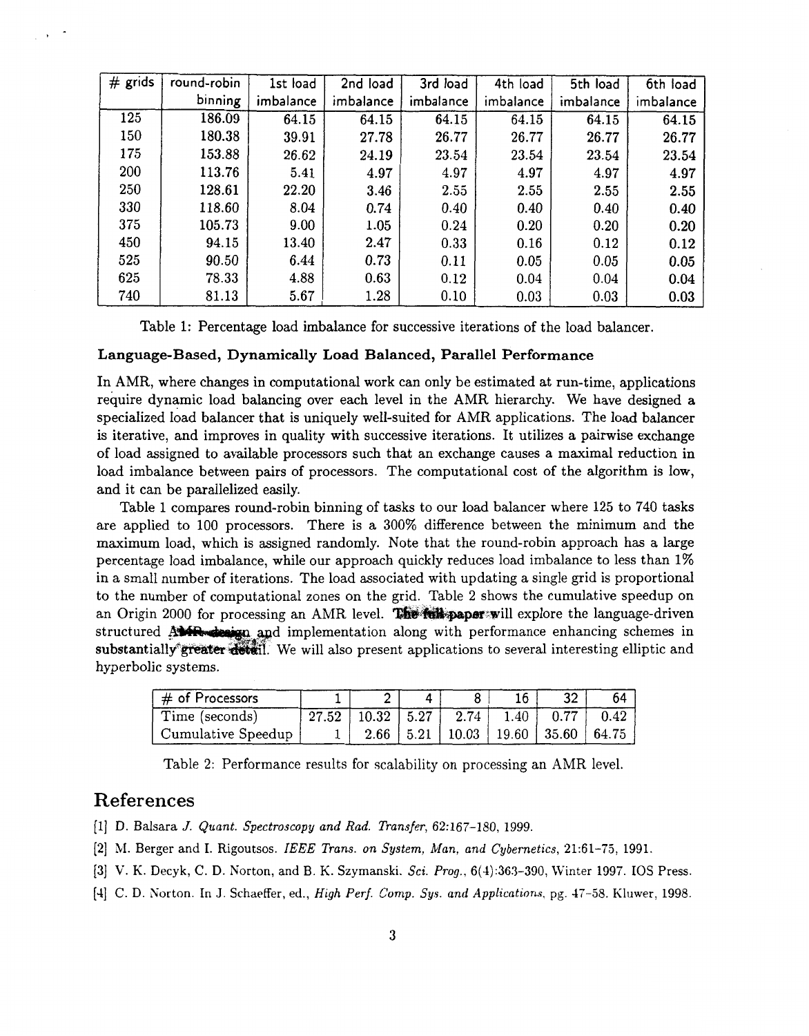| # grids | round-robin binning | 1st load imbalance | 2nd load imbalance | 3rd load imbalance | 4th load imbalance | 5th load imbalance | 6th load imbalance |
|---|---|---|---|---|---|---|---|
| 125 | 186.09 | 64.15 | 64.15 | 64.15 | 64.15 | 64.15 | 64.15 |
| 150 | 180.38 | 39.91 | 27.78 | 26.77 | 26.77 | 26.77 | 26.77 |
| 175 | 153.88 | 26.62 | 24.19 | 23.54 | 23.54 | 23.54 | 23.54 |
| 200 | 113.76 | 5.41 | 4.97 | 4.97 | 4.97 | 4.97 | 4.97 |
| 250 | 128.61 | 22.20 | 3.46 | 2.55 | 2.55 | 2.55 | 2.55 |
| 330 | 118.60 | 8.04 | 0.74 | 0.40 | 0.40 | 0.40 | 0.40 |
| 375 | 105.73 | 9.00 | 1.05 | 0.24 | 0.20 | 0.20 | 0.20 |
| 450 | 94.15 | 13.40 | 2.47 | 0.33 | 0.16 | 0.12 | 0.12 |
| 525 | 90.50 | 6.44 | 0.73 | 0.11 | 0.05 | 0.05 | 0.05 |
| 625 | 78.33 | 4.88 | 0.63 | 0.12 | 0.04 | 0.04 | 0.04 |
| 740 | 81.13 | 5.67 | 1.28 | 0.10 | 0.03 | 0.03 | 0.03 |

Table 1: Percentage load imbalance for successive iterations of the load balancer.

**Language-Based, Dynamically Load Balanced, Parallel Performance**

In AMR, where changes in computational work can only be estimated at run-time, applications require dynamic load balancing over each level in the AMR hierarchy. We have designed a specialized load balancer that is uniquely well-suited for AMR applications. The load balancer is iterative, and improves in quality with successive iterations. It utilizes a pairwise exchange of load assigned to available processors such that an exchange causes a maximal reduction in load imbalance between pairs of processors. The computational cost of the algorithm is low, and it can be parallelized easily.

Table 1 compares round-robin binning of tasks to our load balancer where 125 to 740 tasks are applied to 100 processors. There is a 300% difference between the minimum and the maximum load, which is assigned randomly. Note that the round-robin approach has a large percentage load imbalance, while our approach quickly reduces load imbalance to less than 1% in a small number of iterations. The load associated with updating a single grid is proportional to the number of computational zones on the grid. Table 2 shows the cumulative speedup on an Origin 2000 for processing an AMR level. The full paper will explore the language-driven structured AMR design and implementation along with performance enhancing schemes in substantially greater detail. We will also present applications to several interesting elliptic and hyperbolic systems.

| # of Processors | 1 | 2 | 4 | 8 | 16 | 32 | 64 |
|---|---|---|---|---|---|---|---|
| Time (seconds) | 27.52 | 10.32 | 5.27 | 2.74 | 1.40 | 0.77 | 0.42 |
| Cumulative Speedup | 1 | 2.66 | 5.21 | 10.03 | 19.60 | 35.60 | 64.75 |

Table 2: Performance results for scalability on processing an AMR level.

# References

[1] D. Balsara *J. Quant. Spectroscopy and Rad. Transfer*, 62:167–180, 1999.

[2] M. Berger and I. Rigoutsos. *IEEE Trans. on System, Man, and Cybernetics*, 21:61–75, 1991.

[3] V. K. Decyk, C. D. Norton, and B. K. Szymanski. *Sci. Prog.*, 6(4):363–390, Winter 1997. IOS Press.

[4] C. D. Norton. In J. Schaeffer, ed., *High Perf. Comp. Sys. and Applications*, pg. 47–58. Kluwer, 1998.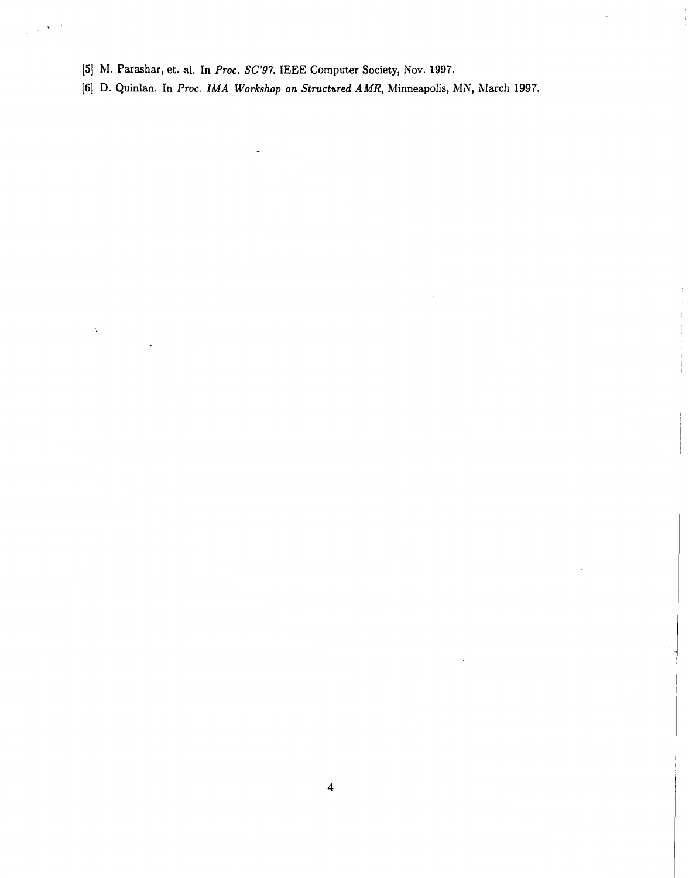[5] M. Parashar, et. al. In *Proc. SC'97*. IEEE Computer Society, Nov. 1997.

[6] D. Quinlan. In *Proc. IMA Workshop on Structured AMR*, Minneapolis, MN, March 1997.